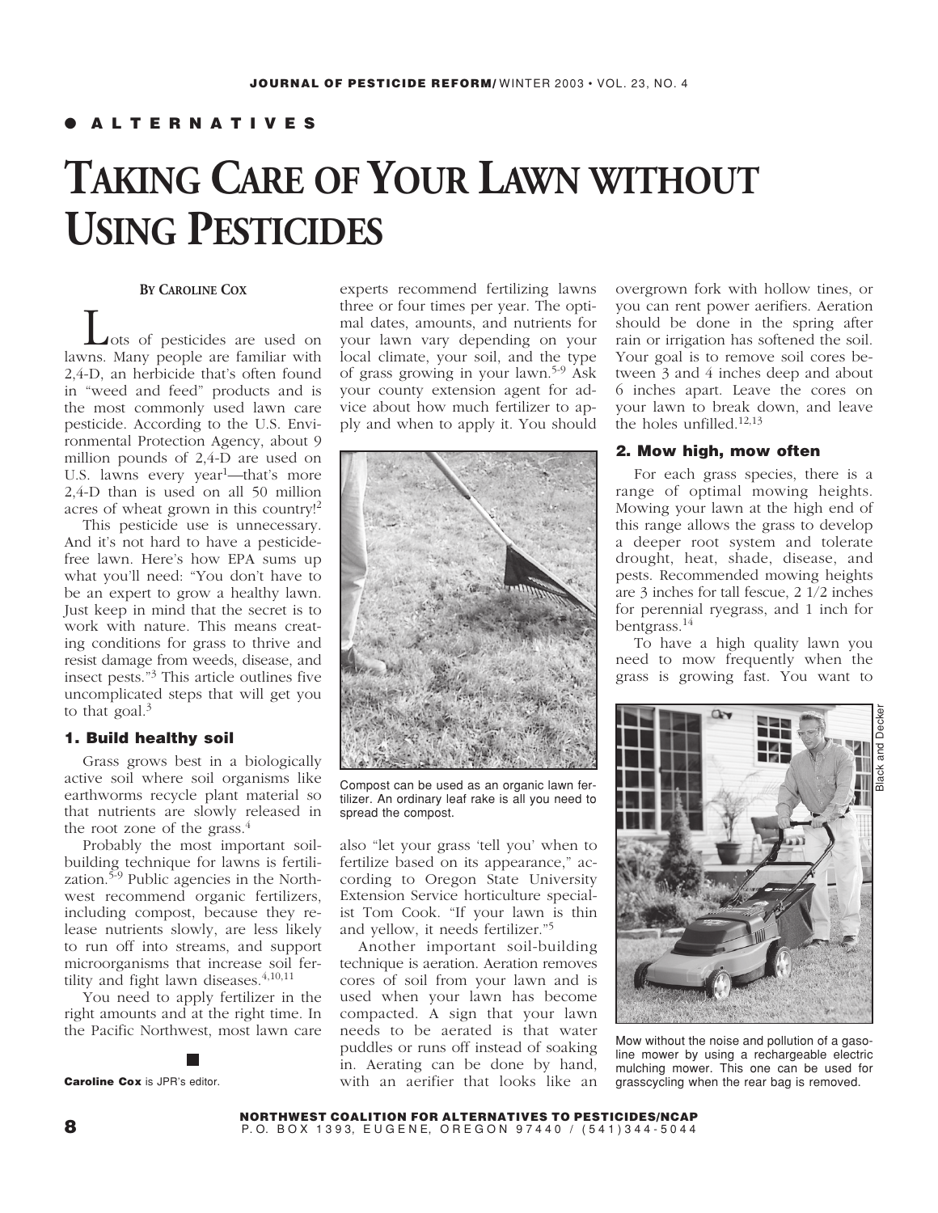● ALTERNATIVES

# TAKING CARE OF YOUR LAWN WITHOUT USING PESTICIDES

**BY CAROLINE COX**

Lots of pesticides are used on lawns. Many people are familiar with 2,4-D, an herbicide that's often found in "weed and feed" products and is the most commonly used lawn care pesticide. According to the U.S. Environmental Protection Agency, about 9 million pounds of 2,4-D are used on U.S. lawns every year[1]—that's more 2,4-D than is used on all 50 million acres of wheat grown in this country![2]

This pesticide use is unnecessary. And it's not hard to have a pesticide-free lawn. Here's how EPA sums up what you'll need: "You don't have to be an expert to grow a healthy lawn. Just keep in mind that the secret is to work with nature. This means creating conditions for grass to thrive and resist damage from weeds, disease, and insect pests."[3] This article outlines five uncomplicated steps that will get you to that goal.[3]

### 1. Build healthy soil

Grass grows best in a biologically active soil where soil organisms like earthworms recycle plant material so that nutrients are slowly released in the root zone of the grass.[4]

Probably the most important soil-building technique for lawns is fertilization.[5-9] Public agencies in the Northwest recommend organic fertilizers, including compost, because they release nutrients slowly, are less likely to run off into streams, and support microorganisms that increase soil fertility and fight lawn diseases.[4,10,11]

You need to apply fertilizer in the right amounts and at the right time. In the Pacific Northwest, most lawn care experts recommend fertilizing lawns three or four times per year. The optimal dates, amounts, and nutrients for your lawn vary depending on your local climate, your soil, and the type of grass growing in your lawn.[5-9] Ask your county extension agent for advice about how much fertilizer to apply and when to apply it. You should also "let your grass 'tell you' when to fertilize based on its appearance," according to Oregon State University Extension Service horticulture specialist Tom Cook. "If your lawn is thin and yellow, it needs fertilizer."[5]

Compost can be used as an organic lawn fertilizer. An ordinary leaf rake is all you need to spread the compost.

Another important soil-building technique is aeration. Aeration removes cores of soil from your lawn and is used when your lawn has become compacted. A sign that your lawn needs to be aerated is that water puddles or runs off instead of soaking in. Aerating can be done by hand, with an aerifier that looks like an overgrown fork with hollow tines, or you can rent power aerifiers. Aeration should be done in the spring after rain or irrigation has softened the soil. Your goal is to remove soil cores between 3 and 4 inches deep and about 6 inches apart. Leave the cores on your lawn to break down, and leave the holes unfilled.[12,13]

### 2. Mow high, mow often

For each grass species, there is a range of optimal mowing heights. Mowing your lawn at the high end of this range allows the grass to develop a deeper root system and tolerate drought, heat, shade, disease, and pests. Recommended mowing heights are 3 inches for tall fescue, 2 1/2 inches for perennial ryegrass, and 1 inch for bentgrass.[14]

To have a high quality lawn you need to mow frequently when the grass is growing fast. You want to

Black and Decker

Mow without the noise and pollution of a gasoline mower by using a rechargeable electric mulching mower. This one can be used for grasscycling when the rear bag is removed.

**Caroline Cox** is JPR's editor.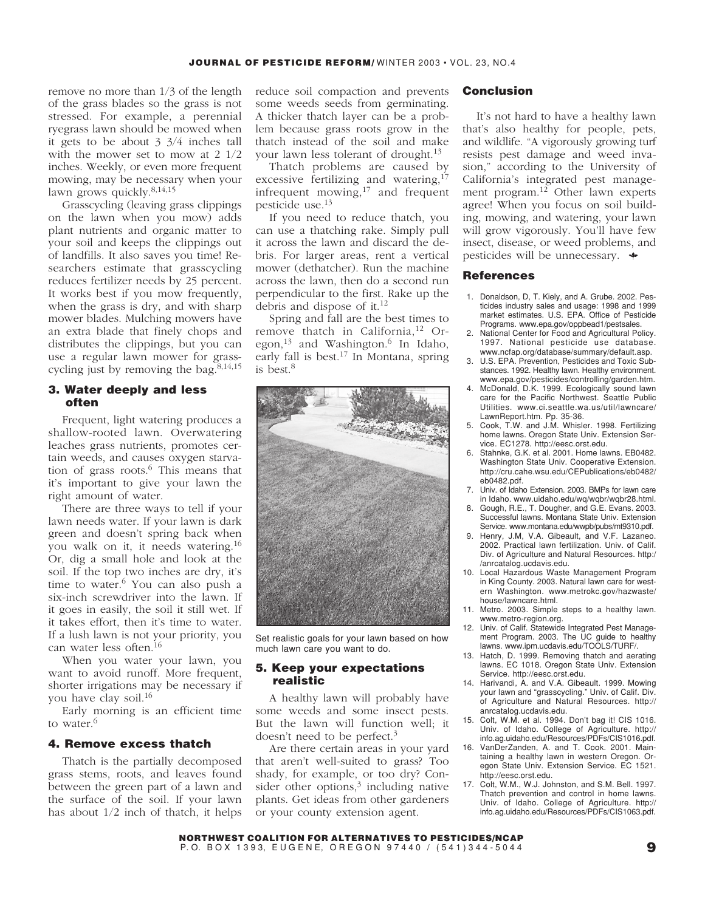remove no more than 1/3 of the length of the grass blades so the grass is not stressed. For example, a perennial ryegrass lawn should be mowed when it gets to be about 3 3/4 inches tall with the mower set to mow at 2 1/2 inches. Weekly, or even more frequent mowing, may be necessary when your lawn grows quickly.[8,14,15]

Grasscycling (leaving grass clippings on the lawn when you mow) adds plant nutrients and organic matter to your soil and keeps the clippings out of landfills. It also saves you time! Researchers estimate that grasscycling reduces fertilizer needs by 25 percent. It works best if you mow frequently, when the grass is dry, and with sharp mower blades. Mulching mowers have an extra blade that finely chops and distributes the clippings, but you can use a regular lawn mower for grasscycling just by removing the bag.[8,14,15]

### 3. Water deeply and less often

Frequent, light watering produces a shallow-rooted lawn. Overwatering leaches grass nutrients, promotes certain weeds, and causes oxygen starvation of grass roots.[6] This means that it's important to give your lawn the right amount of water.

There are three ways to tell if your lawn needs water. If your lawn is dark green and doesn't spring back when you walk on it, it needs watering.[16] Or, dig a small hole and look at the soil. If the top two inches are dry, it's time to water.[6] You can also push a six-inch screwdriver into the lawn. If it goes in easily, the soil it still wet. If it takes effort, then it's time to water. If a lush lawn is not your priority, you can water less often.[16]

When you water your lawn, you want to avoid runoff. More frequent, shorter irrigations may be necessary if you have clay soil.[16]

Early morning is an efficient time to water.[6]

### 4. Remove excess thatch

Thatch is the partially decomposed grass stems, roots, and leaves found between the green part of a lawn and the surface of the soil. If your lawn has about 1/2 inch of thatch, it helps reduce soil compaction and prevents some weeds seeds from germinating. A thicker thatch layer can be a problem because grass roots grow in the thatch instead of the soil and make your lawn less tolerant of drought.[13]

Thatch problems are caused by excessive fertilizing and watering,[17] infrequent mowing,[17] and frequent pesticide use.[13]

If you need to reduce thatch, you can use a thatching rake. Simply pull it across the lawn and discard the debris. For larger areas, rent a vertical mower (dethatcher). Run the machine across the lawn, then do a second run perpendicular to the first. Rake up the debris and dispose of it.[12]

Spring and fall are the best times to remove thatch in California,[12] Oregon,[13] and Washington.[6] In Idaho, early fall is best.[17] In Montana, spring is best.[8]

Set realistic goals for your lawn based on how much lawn care you want to do.

### 5. Keep your expectations realistic

A healthy lawn will probably have some weeds and some insect pests. But the lawn will function well; it doesn't need to be perfect.[3]

Are there certain areas in your yard that aren't well-suited to grass? Too shady, for example, or too dry? Consider other options,[3] including native plants. Get ideas from other gardeners or your county extension agent.

## Conclusion

It's not hard to have a healthy lawn that's also healthy for people, pets, and wildlife. "A vigorously growing turf resists pest damage and weed invasion," according to the University of California's integrated pest management program.[12] Other lawn experts agree! When you focus on soil building, mowing, and watering, your lawn will grow vigorously. You'll have few insect, disease, or weed problems, and pesticides will be unnecessary.

## References

1. Donaldson, D, T. Kiely, and A. Grube. 2002. Pesticides industry sales and usage: 1998 and 1999 market estimates. U.S. EPA. Office of Pesticide Programs. www.epa.gov/oppbead1/pestsales.
2. National Center for Food and Agricultural Policy. 1997. National pesticide use database. www.ncfap.org/database/summary/default.asp.
3. U.S. EPA. Prevention, Pesticides and Toxic Substances. 1992. Healthy lawn. Healthy environment. www.epa.gov/pesticides/controlling/garden.htm.
4. McDonald, D.K. 1999. Ecologically sound lawn care for the Pacific Northwest. Seattle Public Utilities. www.ci.seattle.wa.us/util/lawncare/LawnReport.htm. Pp. 35-36.
5. Cook, T.W. and J.M. Whisler. 1998. Fertilizing home lawns. Oregon State Univ. Extension Service. EC1278. http://eesc.orst.edu.
6. Stahnke, G.K. et al. 2001. Home lawns. EB0482. Washington State Univ. Cooperative Extension. http://cru.cahe.wsu.edu/CEPublications/eb0482/eb0482.pdf.
7. Univ. of Idaho Extension. 2003. BMPs for lawn care in Idaho. www.uidaho.edu/wq/wqbr/wqbr28.html.
8. Gough, R.E., T. Dougher, and G.E. Evans. 2003. Successful lawns. Montana State Univ. Extension Service. www.montana.edu/wwpb/pubs/mt9310.pdf.
9. Henry, J.M, V.A. Gibeault, and V.F. Lazaneo. 2002. Practical lawn fertilization. Univ. of Calif. Div. of Agriculture and Natural Resources. http://anrcatalog.ucdavis.edu.
10. Local Hazardous Waste Management Program in King County. 2003. Natural lawn care for western Washington. www.metrokc.gov/hazwaste/house/lawncare.html.
11. Metro. 2003. Simple steps to a healthy lawn. www.metro-region.org.
12. Univ. of Calif. Statewide Integrated Pest Management Program. 2003. The UC guide to healthy lawns. www.ipm.ucdavis.edu/TOOLS/TURF/.
13. Hatch, D. 1999. Removing thatch and aerating lawns. EC 1018. Oregon State Univ. Extension Service. http://eesc.orst.edu.
14. Harivandi, A. and V.A. Gibeault. 1999. Mowing your lawn and "grasscycling." Univ. of Calif. Div. of Agriculture and Natural Resources. http://anrcatalog.ucdavis.edu.
15. Colt, W.M. et al. 1994. Don't bag it! CIS 1016. Univ. of Idaho. College of Agriculture. http://info.ag.uidaho.edu/Resources/PDFs/CIS1016.pdf.
16. VanDerZanden, A. and T. Cook. 2001. Maintaining a healthy lawn in western Oregon. Oregon State Univ. Extension Service. EC 1521. http://eesc.orst.edu.
17. Colt, W.M., W.J. Johnston, and S.M. Bell. 1997. Thatch prevention and control in home lawns. Univ. of Idaho. College of Agriculture. http://info.ag.uidaho.edu/Resources/PDFs/CIS1063.pdf.